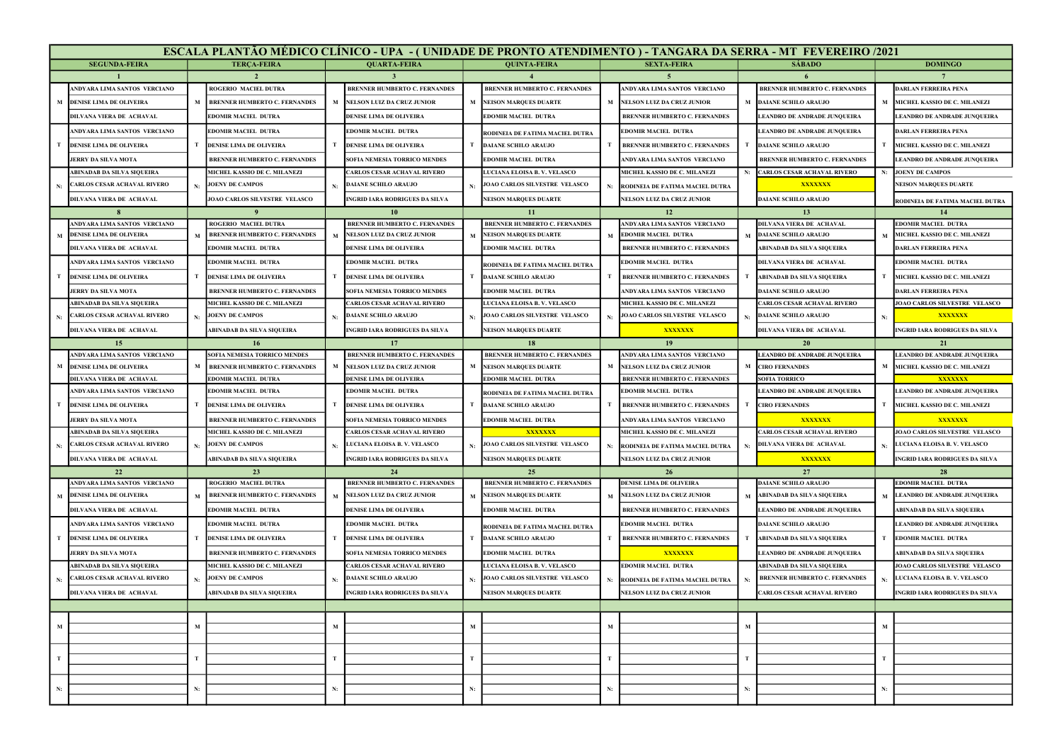# ESCALA PLANTÃO MÉDICO CLÍNICO - UPA - ( UNIDADE DE PRONTO ATENDIMENTO ) - TANGARA DA SERRA - MT FEVEREIRO /2021

| | SEGUNDA-FEIRA | | TERÇA-FEIRA | | QUARTA-FEIRA | | QUINTA-FEIRA | | SEXTA-FEIRA | | SÁBADO | | DOMINGO |
|---|---|---|---|---|---|---|---|---|---|---|---|---|---|
| | 1 | | 2 | | 3 | | 4 | | 5 | | 6 | | 7 |
| M | ANDYARA LIMA SANTOS VERCIANO | M | ROGERIO MACIEL DUTRA | M | BRENNER HUMBERTO C. FERNANDES | M | BRENNER HUMBERTO C. FERNANDES | M | ANDYARA LIMA SANTOS VERCIANO | M | BRENNER HUMBERTO C. FERNANDES | M | DARLAN FERREIRA PENA |
| | DENISE LIMA DE OLIVEIRA | | BRENNER HUMBERTO C. FERNANDES | | NELSON LUIZ DA CRUZ JUNIOR | | NEISON MARQUES DUARTE | | NELSON LUIZ DA CRUZ JUNIOR | | DAIANE SCHILO ARAUJO | | MICHEL KASSIO DE C. MILANEZI |
| | DILVANA VIERA DE ACHAVAL | | EDOMIR MACIEL DUTRA | | DENISE LIMA DE OLIVEIRA | | EDOMIR MACIEL DUTRA | | BRENNER HUMBERTO C. FERNANDES | | LEANDRO DE ANDRADE JUNQUEIRA | | LEANDRO DE ANDRADE JUNQUEIRA |
| T | ANDYARA LIMA SANTOS VERCIANO | T | EDOMIR MACIEL DUTRA | T | EDOMIR MACIEL DUTRA | T | RODINEIA DE FATIMA MACIEL DUTRA | T | EDOMIR MACIEL DUTRA | T | LEANDRO DE ANDRADE JUNQUEIRA | T | DARLAN FERREIRA PENA |
| | DENISE LIMA DE OLIVEIRA | | DENISE LIMA DE OLIVEIRA | | DENISE LIMA DE OLIVEIRA | | DAIANE SCHILO ARAUJO | | BRENNER HUMBERTO C. FERNANDES | | DAIANE SCHILO ARAUJO | | MICHEL KASSIO DE C. MILANEZI |
| | JERRY DA SILVA MOTA | | BRENNER HUMBERTO C. FERNANDES | | SOFIA NEMESIA TORRICO MENDES | | EDOMIR MACIEL DUTRA | | ANDYARA LIMA SANTOS VERCIANO | | BRENNER HUMBERTO C. FERNANDES | | LEANDRO DE ANDRADE JUNQUEIRA |
| N: | ABINADAB DA SILVA SIQUEIRA | N: | MICHEL KASSIO DE C. MILANEZI | N: | CARLOS CESAR ACHAVAL RIVERO | N: | LUCIANA ELOISA B. V. VELASCO | N: | MICHEL KASSIO DE C. MILANEZI | N: | CARLOS CESAR ACHAVAL RIVERO | N: | JOENY DE CAMPOS |
| | CARLOS CESAR ACHAVAL RIVERO | | JOENY DE CAMPOS | | DAIANE SCHILO ARAUJO | | JOAO CARLOS SILVESTRE VELASCO | | RODINEIA DE FATIMA MACIEL DUTRA | | XXXXXXX | | NEISON MARQUES DUARTE |
| | DILVANA VIERA DE ACHAVAL | | JOAO CARLOS SILVESTRE VELASCO | | INGRID IARA RODRIGUES DA SILVA | | NEISON MARQUES DUARTE | | NELSON LUIZ DA CRUZ JUNIOR | | DAIANE SCHILO ARAUJO | | RODINEIA DE FATIMA MACIEL DUTRA |
| | 8 | | 9 | | 10 | | 11 | | 12 | | 13 | | 14 |
| M | ANDYARA LIMA SANTOS VERCIANO | M | ROGERIO MACIEL DUTRA | M | BRENNER HUMBERTO C. FERNANDES | M | BRENNER HUMBERTO C. FERNANDES | M | ANDYARA LIMA SANTOS VERCIANO | M | DILVANA VIERA DE ACHAVAL | M | EDOMIR MACIEL DUTRA |
| | DENISE LIMA DE OLIVEIRA | | BRENNER HUMBERTO C. FERNANDES | | NELSON LUIZ DA CRUZ JUNIOR | | NEISON MARQUES DUARTE | | EDOMIR MACIEL DUTRA | | DAIANE SCHILO ARAUJO | | MICHEL KASSIO DE C. MILANEZI |
| | DILVANA VIERA DE ACHAVAL | | EDOMIR MACIEL DUTRA | | DENISE LIMA DE OLIVEIRA | | EDOMIR MACIEL DUTRA | | BRENNER HUMBERTO C. FERNANDES | | ABINADAB DA SILVA SIQUEIRA | | DARLAN FERREIRA PENA |
| T | ANDYARA LIMA SANTOS VERCIANO | T | EDOMIR MACIEL DUTRA | T | EDOMIR MACIEL DUTRA | T | RODINEIA DE FATIMA MACIEL DUTRA | T | EDOMIR MACIEL DUTRA | T | DILVANA VIERA DE ACHAVAL | T | EDOMIR MACIEL DUTRA |
| | DENISE LIMA DE OLIVEIRA | | DENISE LIMA DE OLIVEIRA | | DENISE LIMA DE OLIVEIRA | | DAIANE SCHILO ARAUJO | | BRENNER HUMBERTO C. FERNANDES | | ABINADAB DA SILVA SIQUEIRA | | MICHEL KASSIO DE C. MILANEZI |
| | JERRY DA SILVA MOTA | | BRENNER HUMBERTO C. FERNANDES | | SOFIA NEMESIA TORRICO MENDES | | EDOMIR MACIEL DUTRA | | ANDYARA LIMA SANTOS VERCIANO | | DAIANE SCHILO ARAUJO | | DARLAN FERREIRA PENA |
| N: | ABINADAB DA SILVA SIQUEIRA | N: | MICHEL KASSIO DE C. MILANEZI | N: | CARLOS CESAR ACHAVAL RIVERO | N: | LUCIANA ELOISA B. V. VELASCO | N: | MICHEL KASSIO DE C. MILANEZI | N: | CARLOS CESAR ACHAVAL RIVERO | N: | JOAO CARLOS SILVESTRE VELASCO |
| | CARLOS CESAR ACHAVAL RIVERO | | JOENY DE CAMPOS | | DAIANE SCHILO ARAUJO | | JOAO CARLOS SILVESTRE VELASCO | | JOAO CARLOS SILVESTRE VELASCO | | DAIANE SCHILO ARAUJO | | XXXXXXX |
| | DILVANA VIERA DE ACHAVAL | | ABINADAB DA SILVA SIQUEIRA | | INGRID IARA RODRIGUES DA SILVA | | NEISON MARQUES DUARTE | | XXXXXXX | | DILVANA VIERA DE ACHAVAL | | INGRID IARA RODRIGUES DA SILVA |
| | 15 | | 16 | | 17 | | 18 | | 19 | | 20 | | 21 |
| M | ANDYARA LIMA SANTOS VERCIANO | M | SOFIA NEMESIA TORRICO MENDES | M | BRENNER HUMBERTO C. FERNANDES | M | BRENNER HUMBERTO C. FERNANDES | M | ANDYARA LIMA SANTOS VERCIANO | M | LEANDRO DE ANDRADE JUNQUEIRA | M | LEANDRO DE ANDRADE JUNQUEIRA |
| | DENISE LIMA DE OLIVEIRA | | BRENNER HUMBERTO C. FERNANDES | | NELSON LUIZ DA CRUZ JUNIOR | | NEISON MARQUES DUARTE | | NELSON LUIZ DA CRUZ JUNIOR | | CIRO FERNANDES | | MICHEL KASSIO DE C. MILANEZI |
| | DILVANA VIERA DE ACHAVAL | | EDOMIR MACIEL DUTRA | | DENISE LIMA DE OLIVEIRA | | EDOMIR MACIEL DUTRA | | BRENNER HUMBERTO C. FERNANDES | | SOFIA TORRICO | | XXXXXXX |
| T | ANDYARA LIMA SANTOS VERCIANO | T | EDOMIR MACIEL DUTRA | T | EDOMIR MACIEL DUTRA | T | RODINEIA DE FATIMA MACIEL DUTRA | T | EDOMIR MACIEL DUTRA | T | LEANDRO DE ANDRADE JUNQUEIRA | T | LEANDRO DE ANDRADE JUNQUEIRA |
| | DENISE LIMA DE OLIVEIRA | | DENISE LIMA DE OLIVEIRA | | DENISE LIMA DE OLIVEIRA | | DAIANE SCHILO ARAUJO | | BRENNER HUMBERTO C. FERNANDES | | CIRO FERNANDES | | MICHEL KASSIO DE C. MILANEZI |
| | JERRY DA SILVA MOTA | | BRENNER HUMBERTO C. FERNANDES | | SOFIA NEMESIA TORRICO MENDES | | EDOMIR MACIEL DUTRA | | ANDYARA LIMA SANTOS VERCIANO | | XXXXXXX | | XXXXXXX |
| N: | ABINADAB DA SILVA SIQUEIRA | N: | MICHEL KASSIO DE C. MILANEZI | N: | CARLOS CESAR ACHAVAL RIVERO | N: | XXXXXXX | N: | MICHEL KASSIO DE C. MILANEZI | N: | CARLOS CESAR ACHAVAL RIVERO | N: | JOAO CARLOS SILVESTRE VELASCO |
| | CARLOS CESAR ACHAVAL RIVERO | | JOENY DE CAMPOS | | LUCIANA ELOISA B. V. VELASCO | | JOAO CARLOS SILVESTRE VELASCO | | RODINEIA DE FATIMA MACIEL DUTRA | | DILVANA VIERA DE ACHAVAL | | LUCIANA ELOISA B. V. VELASCO |
| | DILVANA VIERA DE ACHAVAL | | ABINADAB DA SILVA SIQUEIRA | | INGRID IARA RODRIGUES DA SILVA | | NEISON MARQUES DUARTE | | NELSON LUIZ DA CRUZ JUNIOR | | XXXXXXX | | INGRID IARA RODRIGUES DA SILVA |
| | 22 | | 23 | | 24 | | 25 | | 26 | | 27 | | 28 |
| M | ANDYARA LIMA SANTOS VERCIANO | M | ROGERIO MACIEL DUTRA | M | BRENNER HUMBERTO C. FERNANDES | M | BRENNER HUMBERTO C. FERNANDES | M | DENISE LIMA DE OLIVEIRA | M | DAIANE SCHILO ARAUJO | M | EDOMIR MACIEL DUTRA |
| | DENISE LIMA DE OLIVEIRA | | BRENNER HUMBERTO C. FERNANDES | | NELSON LUIZ DA CRUZ JUNIOR | | NEISON MARQUES DUARTE | | NELSON LUIZ DA CRUZ JUNIOR | | ABINADAB DA SILVA SIQUEIRA | | LEANDRO DE ANDRADE JUNQUEIRA |
| | DILVANA VIERA DE ACHAVAL | | EDOMIR MACIEL DUTRA | | DENISE LIMA DE OLIVEIRA | | EDOMIR MACIEL DUTRA | | BRENNER HUMBERTO C. FERNANDES | | LEANDRO DE ANDRADE JUNQUEIRA | | ABINADAB DA SILVA SIQUEIRA |
| T | ANDYARA LIMA SANTOS VERCIANO | T | EDOMIR MACIEL DUTRA | T | EDOMIR MACIEL DUTRA | T | RODINEIA DE FATIMA MACIEL DUTRA | T | EDOMIR MACIEL DUTRA | T | DAIANE SCHILO ARAUJO | T | LEANDRO DE ANDRADE JUNQUEIRA |
| | DENISE LIMA DE OLIVEIRA | | DENISE LIMA DE OLIVEIRA | | DENISE LIMA DE OLIVEIRA | | DAIANE SCHILO ARAUJO | | BRENNER HUMBERTO C. FERNANDES | | ABINADAB DA SILVA SIQUEIRA | | EDOMIR MACIEL DUTRA |
| | JERRY DA SILVA MOTA | | BRENNER HUMBERTO C. FERNANDES | | SOFIA NEMESIA TORRICO MENDES | | EDOMIR MACIEL DUTRA | | XXXXXXX | | LEANDRO DE ANDRADE JUNQUEIRA | | ABINADAB DA SILVA SIQUEIRA |
| N: | ABINADAB DA SILVA SIQUEIRA | N: | MICHEL KASSIO DE C. MILANEZI | N: | CARLOS CESAR ACHAVAL RIVERO | N: | LUCIANA ELOISA B. V. VELASCO | N: | EDOMIR MACIEL DUTRA | N: | ABINADAB DA SILVA SIQUEIRA | N: | JOAO CARLOS SILVESTRE VELASCO |
| | CARLOS CESAR ACHAVAL RIVERO | | JOENY DE CAMPOS | | DAIANE SCHILO ARAUJO | | JOAO CARLOS SILVESTRE VELASCO | | RODINEIA DE FATIMA MACIEL DUTRA | | BRENNER HUMBERTO C. FERNANDES | | LUCIANA ELOISA B. V. VELASCO |
| | DILVANA VIERA DE ACHAVAL | | ABINADAB DA SILVA SIQUEIRA | | INGRID IARA RODRIGUES DA SILVA | | NEISON MARQUES DUARTE | | NELSON LUIZ DA CRUZ JUNIOR | | CARLOS CESAR ACHAVAL RIVERO | | INGRID IARA RODRIGUES DA SILVA |
| | | | | | | | | | | | | | |
| M | | M | | M | | M | | M | | M | | M | |
| T | | T | | T | | T | | T | | T | | T | |
| N: | | N: | | N: | | N: | | N: | | N: | | N: | |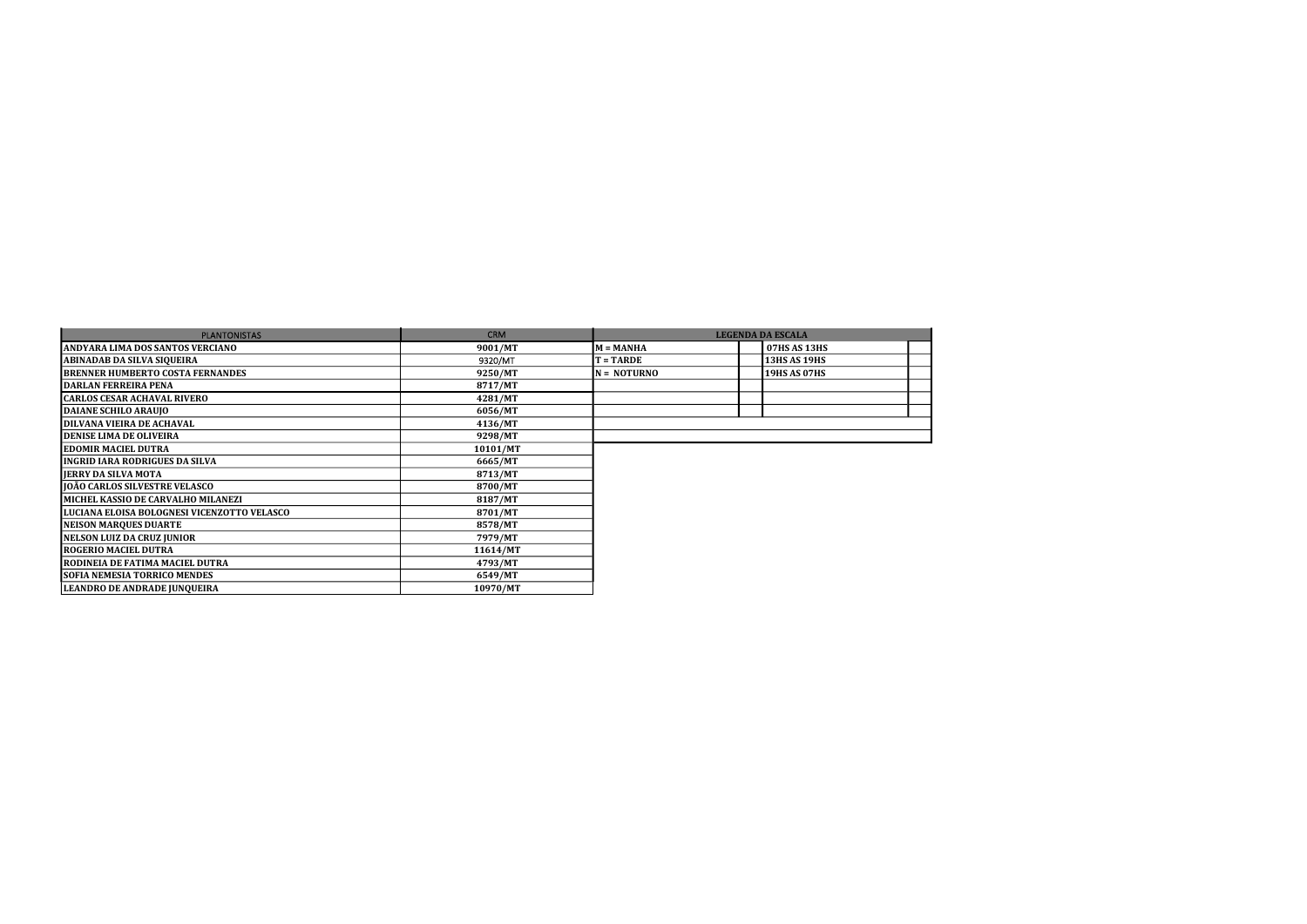| PLANTONISTAS | CRM |
|---|---|
| ANDYARA LIMA DOS SANTOS VERCIANO | 9001/MT |
| ABINADAB DA SILVA SIQUEIRA | 9320/MT |
| BRENNER HUMBERTO COSTA FERNANDES | 9250/MT |
| DARLAN FERREIRA PENA | 8717/MT |
| CARLOS CESAR ACHAVAL RIVERO | 4281/MT |
| DAIANE SCHILO ARAUJO | 6056/MT |
| DILVANA VIEIRA DE ACHAVAL | 4136/MT |
| DENISE LIMA DE OLIVEIRA | 9298/MT |
| EDOMIR MACIEL DUTRA | 10101/MT |
| INGRID IARA RODRIGUES DA SILVA | 6665/MT |
| JERRY DA SILVA MOTA | 8713/MT |
| JOÃO CARLOS SILVESTRE VELASCO | 8700/MT |
| MICHEL KASSIO DE CARVALHO MILANEZI | 8187/MT |
| LUCIANA ELOISA BOLOGNESI VICENZOTTO VELASCO | 8701/MT |
| NEISON MARQUES DUARTE | 8578/MT |
| NELSON LUIZ DA CRUZ JUNIOR | 7979/MT |
| ROGERIO MACIEL DUTRA | 11614/MT |
| RODINEIA DE FATIMA MACIEL DUTRA | 4793/MT |
| SOFIA NEMESIA TORRICO MENDES | 6549/MT |
| LEANDRO DE ANDRADE JUNQUEIRA | 10970/MT |

| LEGENDA DA ESCALA | |
|---|---|
| M = MANHA | 07HS AS 13HS |
| T = TARDE | 13HS AS 19HS |
| N = NOTURNO | 19HS AS 07HS |